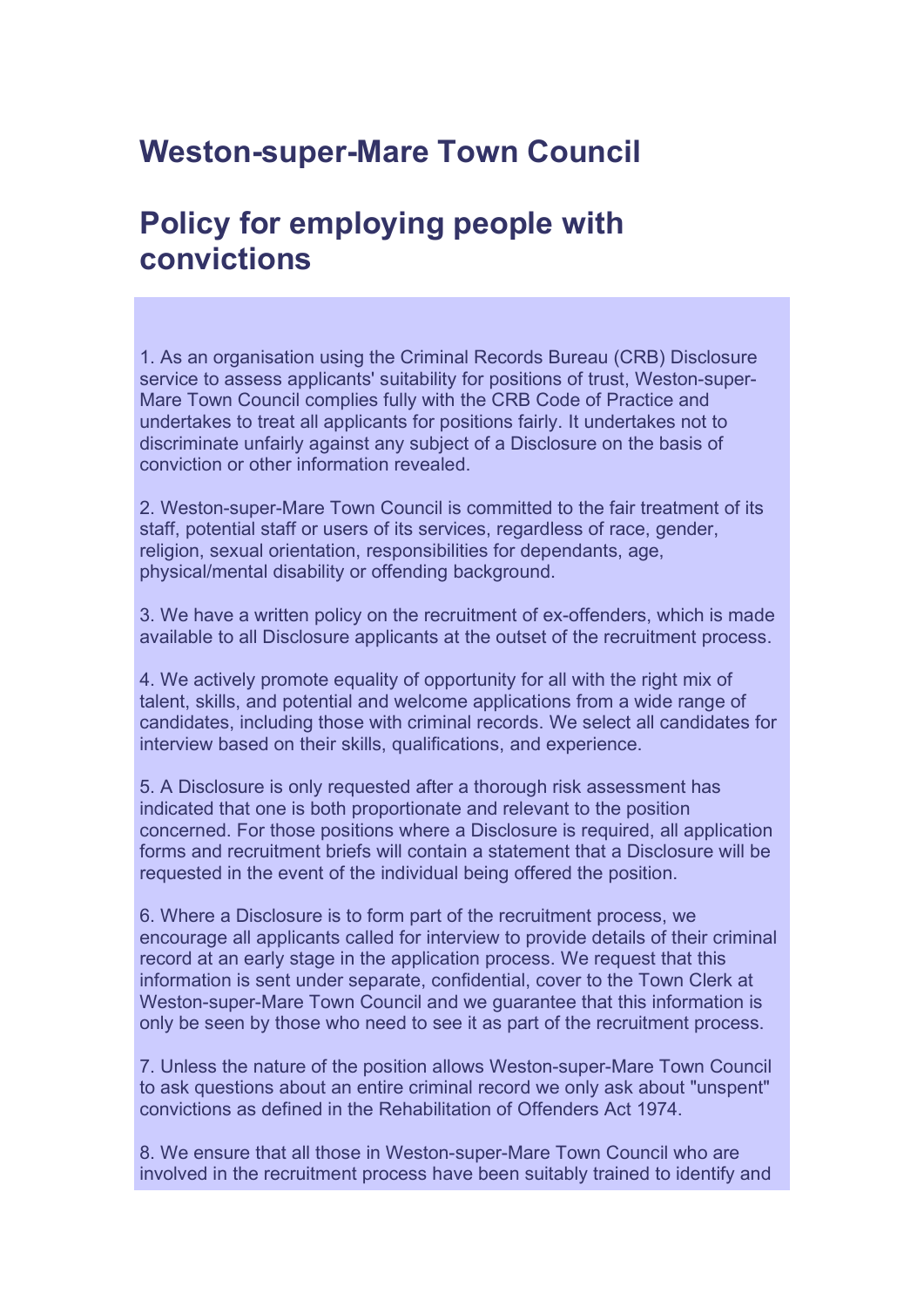# Weston-super-Mare Town Council

# Policy for employing people with convictions

1. As an organisation using the Criminal Records Bureau (CRB) Disclosure service to assess applicants' suitability for positions of trust, Weston-super-Mare Town Council complies fully with the CRB Code of Practice and undertakes to treat all applicants for positions fairly. It undertakes not to discriminate unfairly against any subject of a Disclosure on the basis of conviction or other information revealed.

2. Weston-super-Mare Town Council is committed to the fair treatment of its staff, potential staff or users of its services, regardless of race, gender, religion, sexual orientation, responsibilities for dependants, age, physical/mental disability or offending background.

3. We have a written policy on the recruitment of ex-offenders, which is made available to all Disclosure applicants at the outset of the recruitment process.

4. We actively promote equality of opportunity for all with the right mix of talent, skills, and potential and welcome applications from a wide range of candidates, including those with criminal records. We select all candidates for interview based on their skills, qualifications, and experience.

5. A Disclosure is only requested after a thorough risk assessment has indicated that one is both proportionate and relevant to the position concerned. For those positions where a Disclosure is required, all application forms and recruitment briefs will contain a statement that a Disclosure will be requested in the event of the individual being offered the position.

6. Where a Disclosure is to form part of the recruitment process, we encourage all applicants called for interview to provide details of their criminal record at an early stage in the application process. We request that this information is sent under separate, confidential, cover to the Town Clerk at Weston-super-Mare Town Council and we guarantee that this information is only be seen by those who need to see it as part of the recruitment process.

7. Unless the nature of the position allows Weston-super-Mare Town Council to ask questions about an entire criminal record we only ask about "unspent" convictions as defined in the Rehabilitation of Offenders Act 1974.

8. We ensure that all those in Weston-super-Mare Town Council who are involved in the recruitment process have been suitably trained to identify and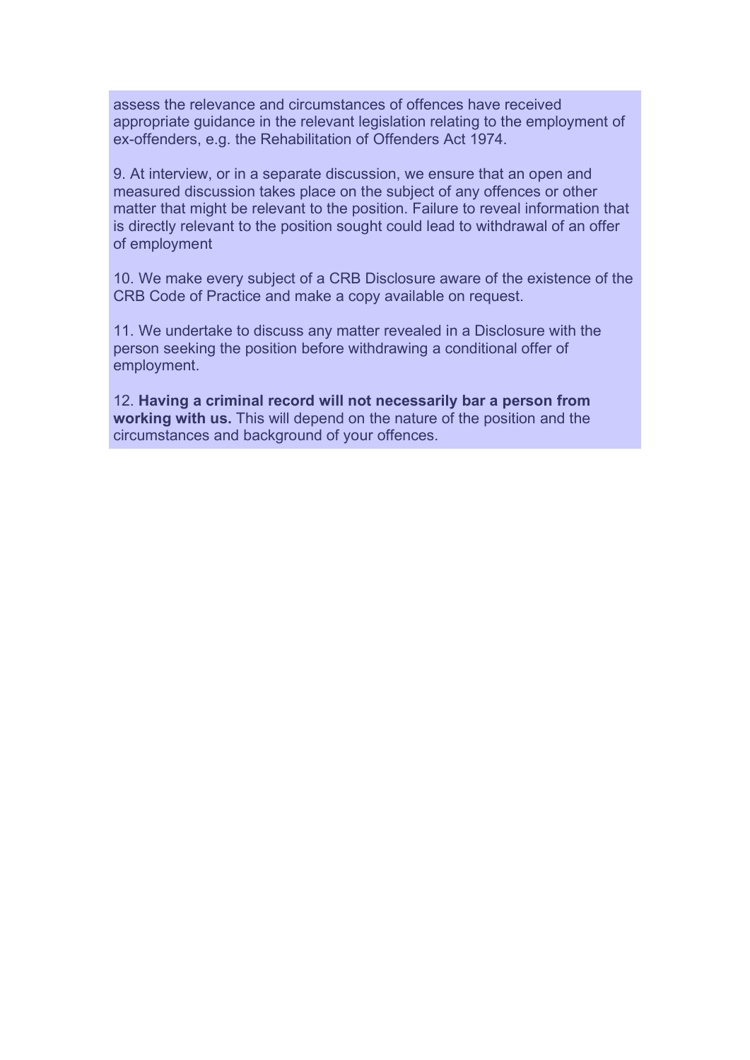assess the relevance and circumstances of offences have received appropriate guidance in the relevant legislation relating to the employment of ex-offenders, e.g. the Rehabilitation of Offenders Act 1974.

9. At interview, or in a separate discussion, we ensure that an open and measured discussion takes place on the subject of any offences or other matter that might be relevant to the position. Failure to reveal information that is directly relevant to the position sought could lead to withdrawal of an offer of employment

10. We make every subject of a CRB Disclosure aware of the existence of the CRB Code of Practice and make a copy available on request.

11. We undertake to discuss any matter revealed in a Disclosure with the person seeking the position before withdrawing a conditional offer of employment.

12. **Having a criminal record will not necessarily bar a person from working with us.** This will depend on the nature of the position and the circumstances and background of your offences.